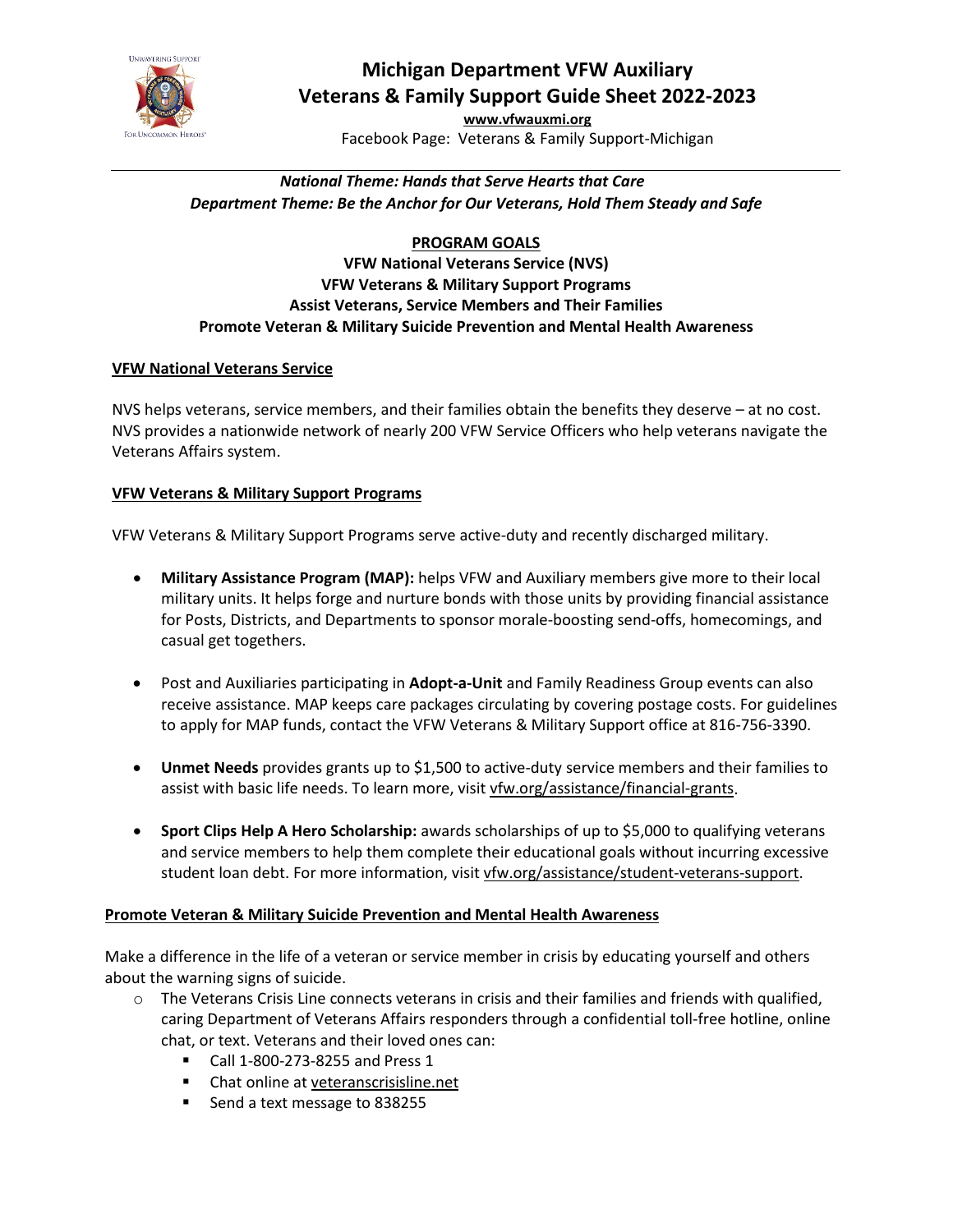# Michigan Department VFW Auxiliary
# Veterans & Family Support Guide Sheet 2022-2023

**www.vfwauxmi.org**

Facebook Page: Veterans & Family Support-Michigan

---

***National Theme: Hands that Serve Hearts that Care***
***Department Theme: Be the Anchor for Our Veterans, Hold Them Steady and Safe***

## PROGRAM GOALS

**VFW National Veterans Service (NVS)**
**VFW Veterans & Military Support Programs**
**Assist Veterans, Service Members and Their Families**
**Promote Veteran & Military Suicide Prevention and Mental Health Awareness**

### VFW National Veterans Service

NVS helps veterans, service members, and their families obtain the benefits they deserve – at no cost. NVS provides a nationwide network of nearly 200 VFW Service Officers who help veterans navigate the Veterans Affairs system.

### VFW Veterans & Military Support Programs

VFW Veterans & Military Support Programs serve active-duty and recently discharged military.

- **Military Assistance Program (MAP):** helps VFW and Auxiliary members give more to their local military units. It helps forge and nurture bonds with those units by providing financial assistance for Posts, Districts, and Departments to sponsor morale-boosting send-offs, homecomings, and casual get togethers.

- Post and Auxiliaries participating in **Adopt-a-Unit** and Family Readiness Group events can also receive assistance. MAP keeps care packages circulating by covering postage costs. For guidelines to apply for MAP funds, contact the VFW Veterans & Military Support office at 816-756-3390.

- **Unmet Needs** provides grants up to $1,500 to active-duty service members and their families to assist with basic life needs. To learn more, visit vfw.org/assistance/financial-grants.

- **Sport Clips Help A Hero Scholarship:** awards scholarships of up to $5,000 to qualifying veterans and service members to help them complete their educational goals without incurring excessive student loan debt. For more information, visit vfw.org/assistance/student-veterans-support.

### Promote Veteran & Military Suicide Prevention and Mental Health Awareness

Make a difference in the life of a veteran or service member in crisis by educating yourself and others about the warning signs of suicide.

- The Veterans Crisis Line connects veterans in crisis and their families and friends with qualified, caring Department of Veterans Affairs responders through a confidential toll-free hotline, online chat, or text. Veterans and their loved ones can:
  - Call 1-800-273-8255 and Press 1
  - Chat online at veteranscrisisline.net
  - Send a text message to 838255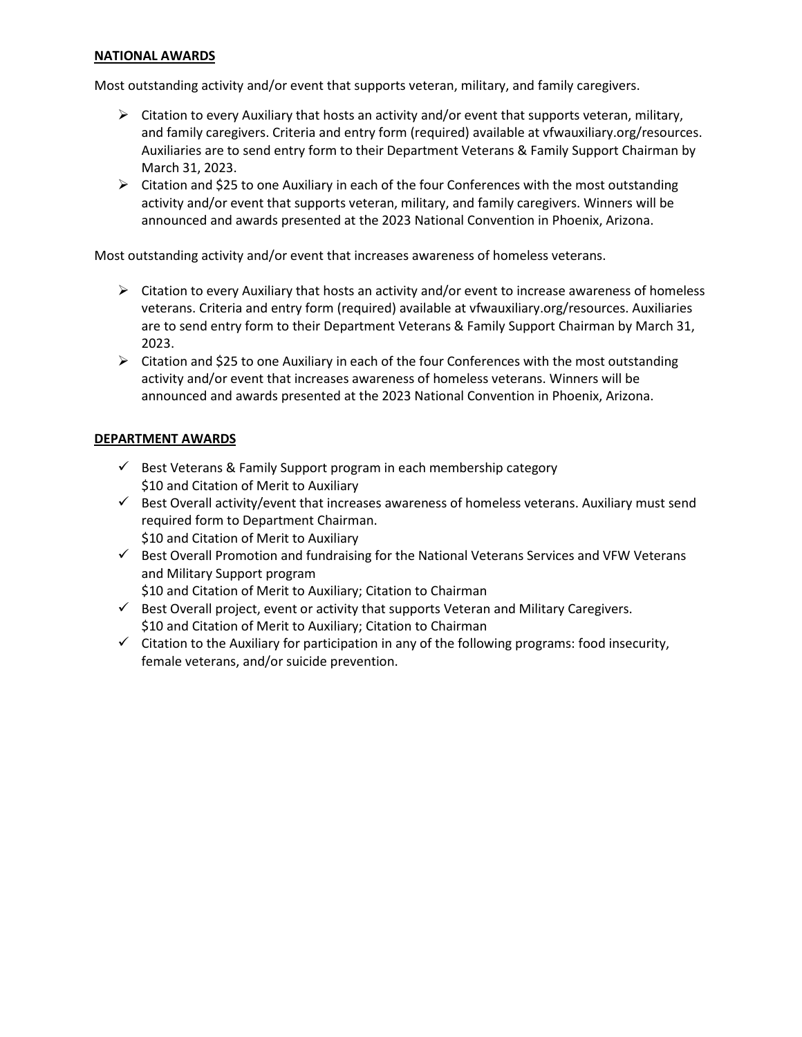## NATIONAL AWARDS

Most outstanding activity and/or event that supports veteran, military, and family caregivers.

- Citation to every Auxiliary that hosts an activity and/or event that supports veteran, military, and family caregivers. Criteria and entry form (required) available at vfwauxiliary.org/resources. Auxiliaries are to send entry form to their Department Veterans & Family Support Chairman by March 31, 2023.
- Citation and $25 to one Auxiliary in each of the four Conferences with the most outstanding activity and/or event that supports veteran, military, and family caregivers. Winners will be announced and awards presented at the 2023 National Convention in Phoenix, Arizona.

Most outstanding activity and/or event that increases awareness of homeless veterans.

- Citation to every Auxiliary that hosts an activity and/or event to increase awareness of homeless veterans. Criteria and entry form (required) available at vfwauxiliary.org/resources. Auxiliaries are to send entry form to their Department Veterans & Family Support Chairman by March 31, 2023.
- Citation and $25 to one Auxiliary in each of the four Conferences with the most outstanding activity and/or event that increases awareness of homeless veterans. Winners will be announced and awards presented at the 2023 National Convention in Phoenix, Arizona.

## DEPARTMENT AWARDS

- Best Veterans & Family Support program in each membership category
  $10 and Citation of Merit to Auxiliary
- Best Overall activity/event that increases awareness of homeless veterans. Auxiliary must send required form to Department Chairman.
  $10 and Citation of Merit to Auxiliary
- Best Overall Promotion and fundraising for the National Veterans Services and VFW Veterans and Military Support program
  $10 and Citation of Merit to Auxiliary; Citation to Chairman
- Best Overall project, event or activity that supports Veteran and Military Caregivers.
  $10 and Citation of Merit to Auxiliary; Citation to Chairman
- Citation to the Auxiliary for participation in any of the following programs: food insecurity, female veterans, and/or suicide prevention.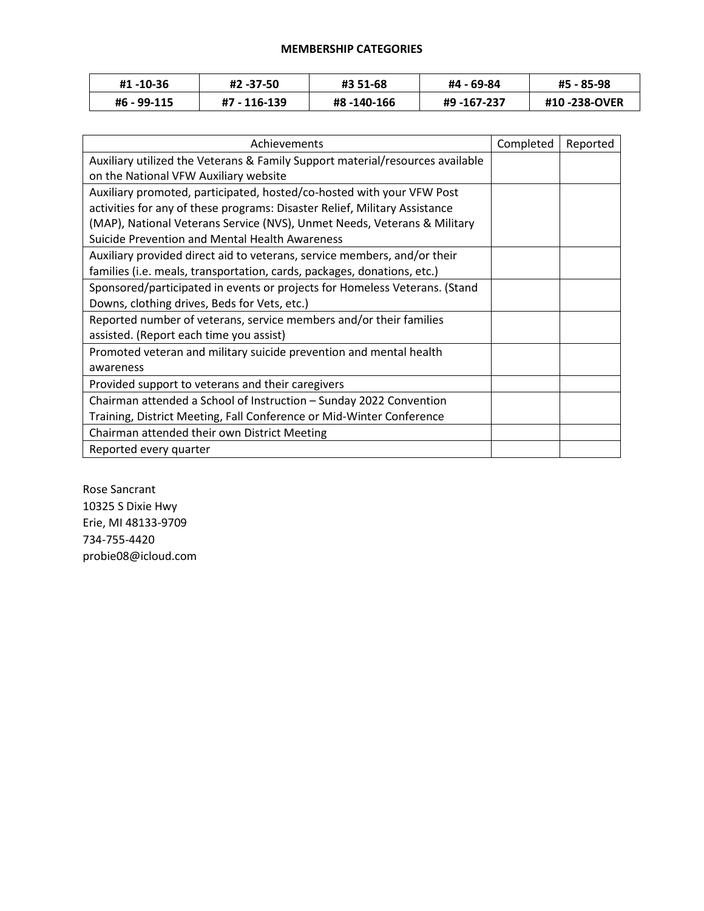**MEMBERSHIP CATEGORIES**

| | | | | |
|---|---|---|---|---|
| **#1 -10-36** | **#2 -37-50** | **#3 51-68** | **#4 - 69-84** | **#5 - 85-98** |
| **#6 - 99-115** | **#7 - 116-139** | **#8 -140-166** | **#9 -167-237** | **#10 -238-OVER** |

| Achievements | Completed | Reported |
|---|---|---|
| Auxiliary utilized the Veterans & Family Support material/resources available on the National VFW Auxiliary website | | |
| Auxiliary promoted, participated, hosted/co-hosted with your VFW Post activities for any of these programs: Disaster Relief, Military Assistance (MAP), National Veterans Service (NVS), Unmet Needs, Veterans & Military Suicide Prevention and Mental Health Awareness | | |
| Auxiliary provided direct aid to veterans, service members, and/or their families (i.e. meals, transportation, cards, packages, donations, etc.) | | |
| Sponsored/participated in events or projects for Homeless Veterans. (Stand Downs, clothing drives, Beds for Vets, etc.) | | |
| Reported number of veterans, service members and/or their families assisted. (Report each time you assist) | | |
| Promoted veteran and military suicide prevention and mental health awareness | | |
| Provided support to veterans and their caregivers | | |
| Chairman attended a School of Instruction – Sunday 2022 Convention Training, District Meeting, Fall Conference or Mid-Winter Conference | | |
| Chairman attended their own District Meeting | | |
| Reported every quarter | | |

Rose Sancrant
10325 S Dixie Hwy
Erie, MI 48133-9709
734-755-4420
probie08@icloud.com